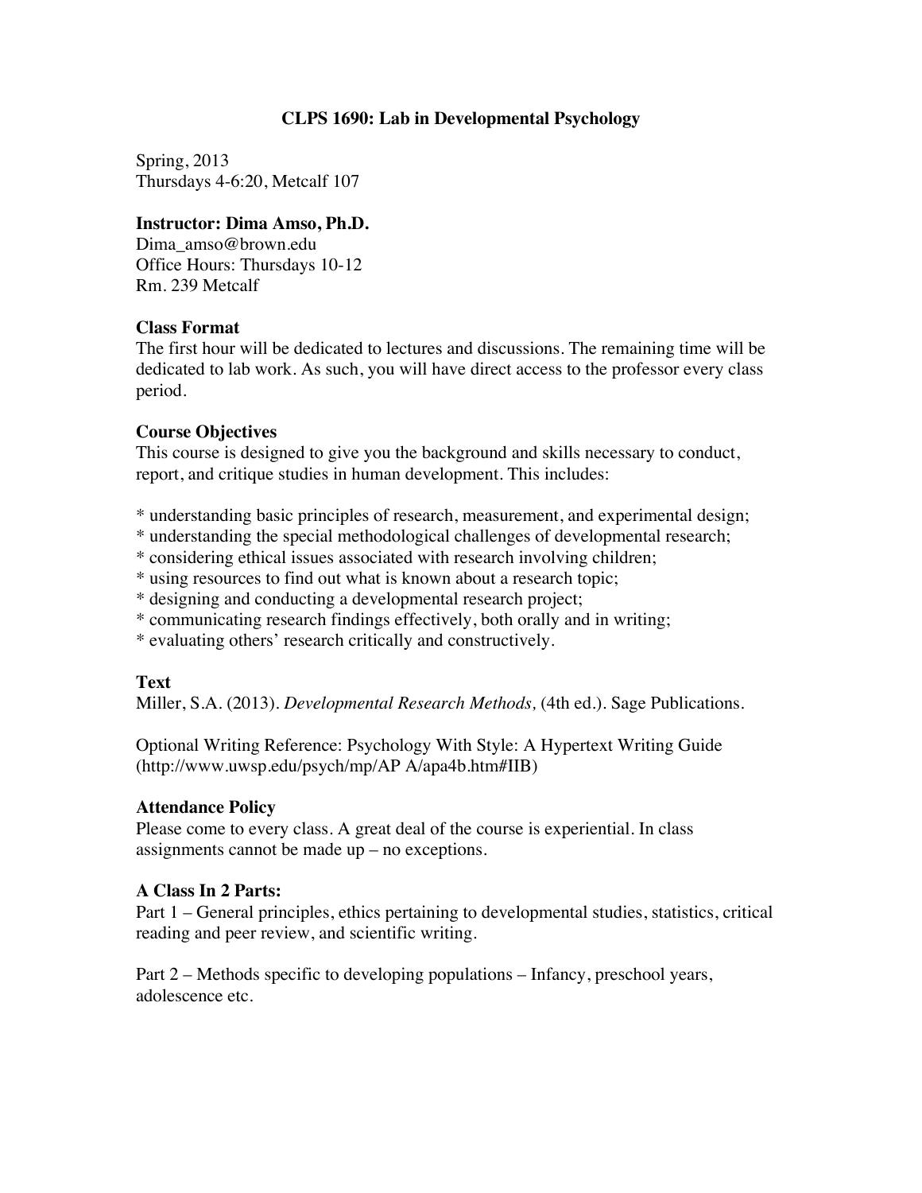# CLPS 1690: Lab in Developmental Psychology

Spring, 2013
Thursdays 4-6:20, Metcalf 107

**Instructor: Dima Amso, Ph.D.**
Dima_amso@brown.edu
Office Hours: Thursdays 10-12
Rm. 239 Metcalf

### Class Format

The first hour will be dedicated to lectures and discussions. The remaining time will be dedicated to lab work. As such, you will have direct access to the professor every class period.

### Course Objectives

This course is designed to give you the background and skills necessary to conduct, report, and critique studies in human development. This includes:

* understanding basic principles of research, measurement, and experimental design;
* understanding the special methodological challenges of developmental research;
* considering ethical issues associated with research involving children;
* using resources to find out what is known about a research topic;
* designing and conducting a developmental research project;
* communicating research findings effectively, both orally and in writing;
* evaluating others' research critically and constructively.

### Text

Miller, S.A. (2013). *Developmental Research Methods,* (4th ed.). Sage Publications.

Optional Writing Reference: Psychology With Style: A Hypertext Writing Guide (http://www.uwsp.edu/psych/mp/AP A/apa4b.htm#IIB)

### Attendance Policy

Please come to every class. A great deal of the course is experiential. In class assignments cannot be made up – no exceptions.

### A Class In 2 Parts:

Part 1 – General principles, ethics pertaining to developmental studies, statistics, critical reading and peer review, and scientific writing.

Part 2 – Methods specific to developing populations – Infancy, preschool years, adolescence etc.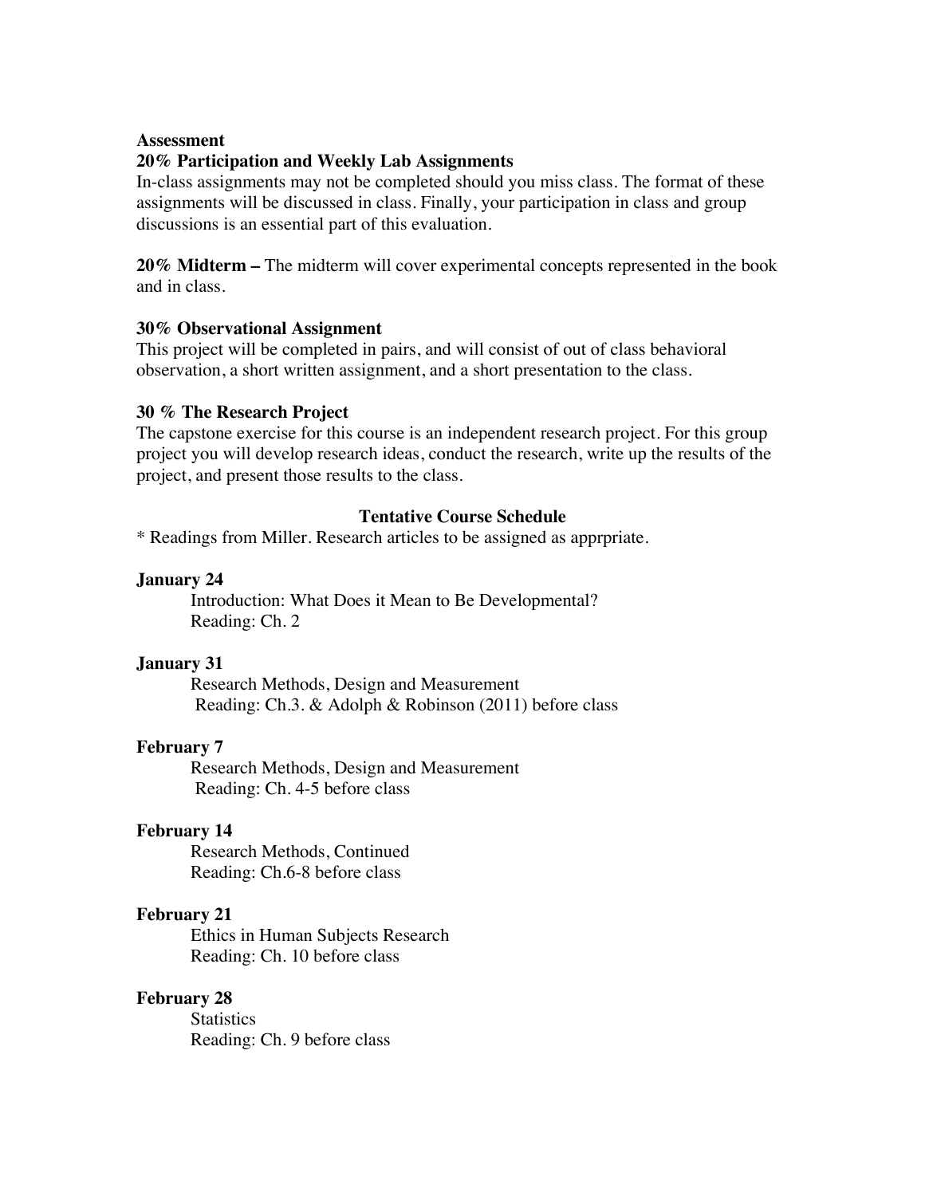**Assessment**

**20% Participation and Weekly Lab Assignments**

In-class assignments may not be completed should you miss class. The format of these assignments will be discussed in class. Finally, your participation in class and group discussions is an essential part of this evaluation.

**20% Midterm –** The midterm will cover experimental concepts represented in the book and in class.

**30% Observational Assignment**

This project will be completed in pairs, and will consist of out of class behavioral observation, a short written assignment, and a short presentation to the class.

**30 % The Research Project**

The capstone exercise for this course is an independent research project. For this group project you will develop research ideas, conduct the research, write up the results of the project, and present those results to the class.

## Tentative Course Schedule

* Readings from Miller. Research articles to be assigned as apprpriate.

**January 24**

Introduction: What Does it Mean to Be Developmental?
Reading: Ch. 2

**January 31**

Research Methods, Design and Measurement
Reading: Ch.3. & Adolph & Robinson (2011) before class

**February 7**

Research Methods, Design and Measurement
Reading: Ch. 4-5 before class

**February 14**

Research Methods, Continued
Reading: Ch.6-8 before class

**February 21**

Ethics in Human Subjects Research
Reading: Ch. 10 before class

**February 28**

Statistics
Reading: Ch. 9 before class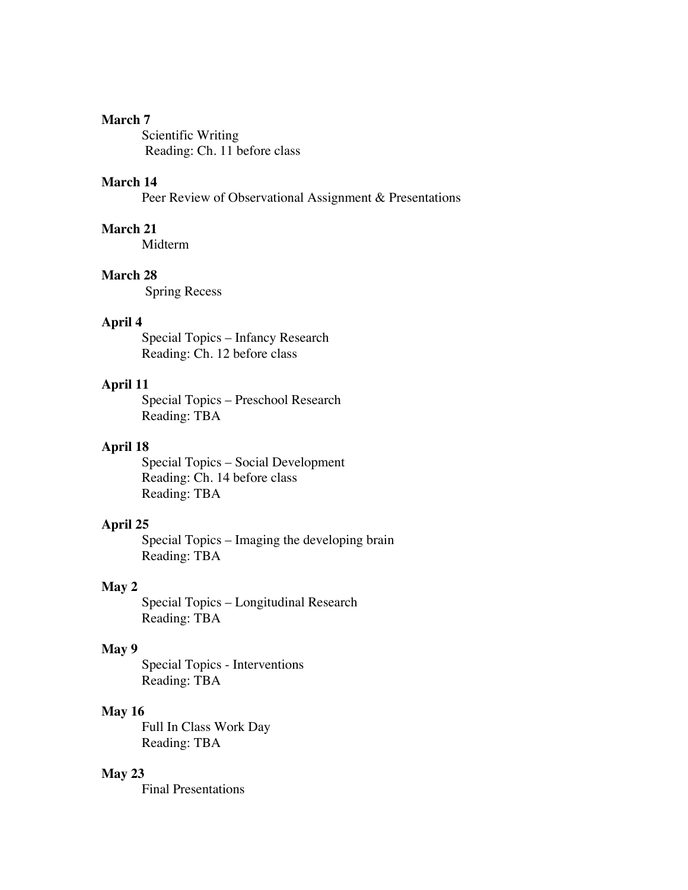**March 7**

Scientific Writing
Reading: Ch. 11 before class

**March 14**

Peer Review of Observational Assignment & Presentations

**March 21**

Midterm

**March 28**

Spring Recess

**April 4**

Special Topics – Infancy Research
Reading: Ch. 12 before class

**April 11**

Special Topics – Preschool Research
Reading: TBA

**April 18**

Special Topics – Social Development
Reading: Ch. 14 before class
Reading: TBA

**April 25**

Special Topics – Imaging the developing brain
Reading: TBA

**May 2**

Special Topics – Longitudinal Research
Reading: TBA

**May 9**

Special Topics - Interventions
Reading: TBA

**May 16**

Full In Class Work Day
Reading: TBA

**May 23**

Final Presentations